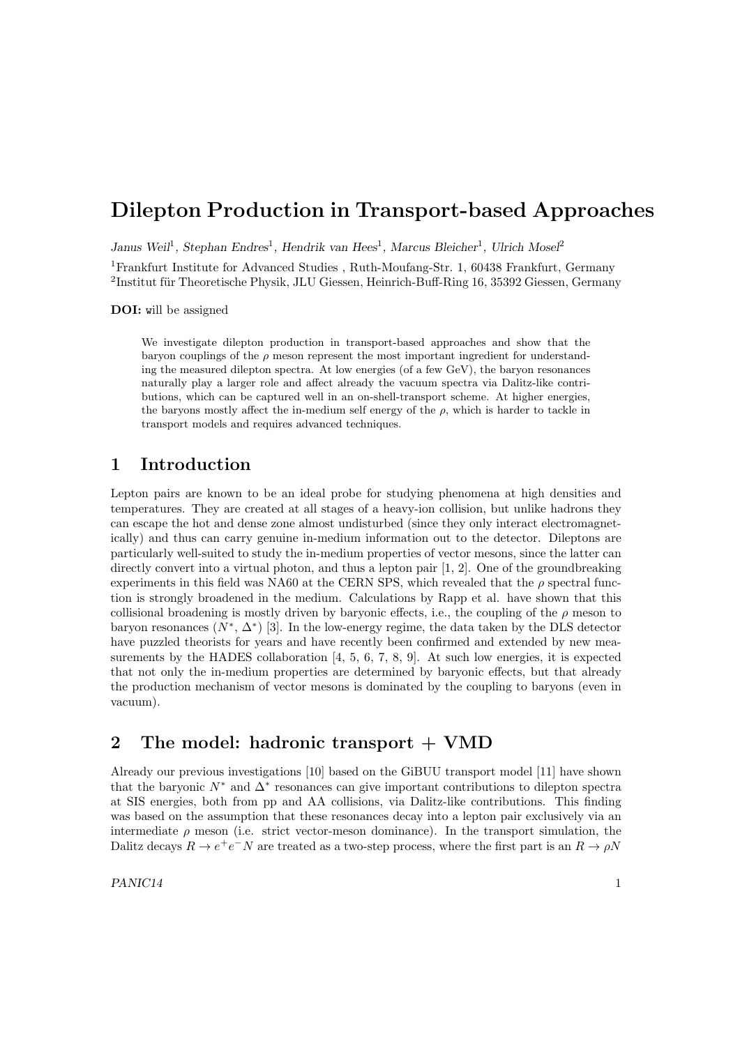# Dilepton Production in Transport-based Approaches

*Janus Weil*[1], *Stephan Endres*[1], *Hendrik van Hees*[1], *Marcus Bleicher*[1], *Ulrich Mosel*[2]

[1]Frankfurt Institute for Advanced Studies , Ruth-Moufang-Str. 1, 60438 Frankfurt, Germany
[2]Institut für Theoretische Physik, JLU Giessen, Heinrich-Buff-Ring 16, 35392 Giessen, Germany

**DOI:** will be assigned

> We investigate dilepton production in transport-based approaches and show that the baryon couplings of the $\rho$ meson represent the most important ingredient for understanding the measured dilepton spectra. At low energies (of a few GeV), the baryon resonances naturally play a larger role and affect already the vacuum spectra via Dalitz-like contributions, which can be captured well in an on-shell-transport scheme. At higher energies, the baryons mostly affect the in-medium self energy of the $\rho$, which is harder to tackle in transport models and requires advanced techniques.

## 1 Introduction

Lepton pairs are known to be an ideal probe for studying phenomena at high densities and temperatures. They are created at all stages of a heavy-ion collision, but unlike hadrons they can escape the hot and dense zone almost undisturbed (since they only interact electromagnetically) and thus can carry genuine in-medium information out to the detector. Dileptons are particularly well-suited to study the in-medium properties of vector mesons, since the latter can directly convert into a virtual photon, and thus a lepton pair [1, 2]. One of the groundbreaking experiments in this field was NA60 at the CERN SPS, which revealed that the $\rho$ spectral function is strongly broadened in the medium. Calculations by Rapp et al. have shown that this collisional broadening is mostly driven by baryonic effects, i.e., the coupling of the $\rho$ meson to baryon resonances ($N^*$, $\Delta^*$) [3]. In the low-energy regime, the data taken by the DLS detector have puzzled theorists for years and have recently been confirmed and extended by new measurements by the HADES collaboration [4, 5, 6, 7, 8, 9]. At such low energies, it is expected that not only the in-medium properties are determined by baryonic effects, but that already the production mechanism of vector mesons is dominated by the coupling to baryons (even in vacuum).

## 2 The model: hadronic transport + VMD

Already our previous investigations [10] based on the GiBUU transport model [11] have shown that the baryonic $N^*$ and $\Delta^*$ resonances can give important contributions to dilepton spectra at SIS energies, both from pp and AA collisions, via Dalitz-like contributions. This finding was based on the assumption that these resonances decay into a lepton pair exclusively via an intermediate $\rho$ meson (i.e. strict vector-meson dominance). In the transport simulation, the Dalitz decays $R \to e^+e^-N$ are treated as a two-step process, where the first part is an $R \to \rho N$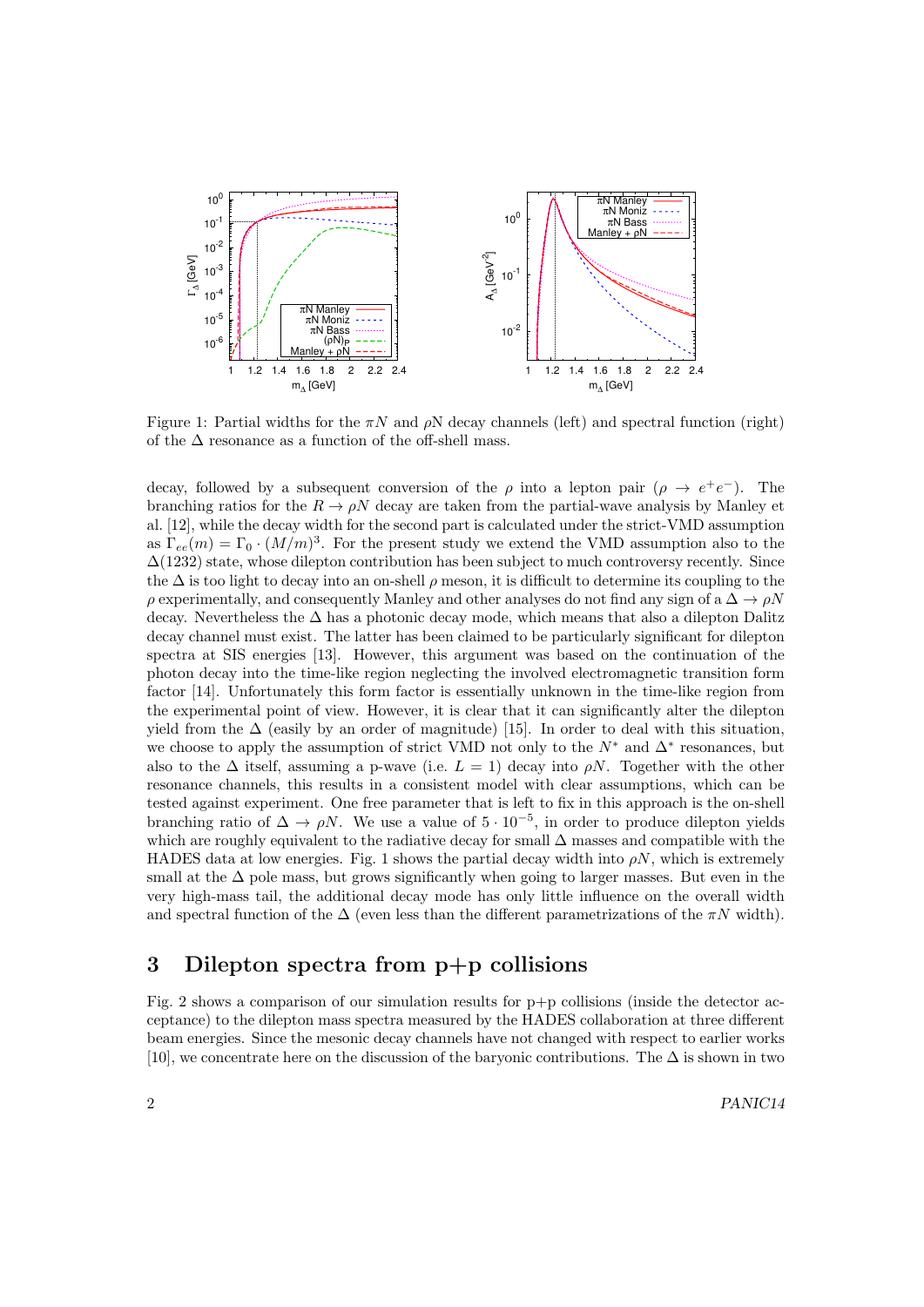Figure 1: Partial widths for the $\pi N$ and $\rho N$ decay channels (left) and spectral function (right) of the $\Delta$ resonance as a function of the off-shell mass.

decay, followed by a subsequent conversion of the $\rho$ into a lepton pair ($\rho \to e^+e^-$). The branching ratios for the $R \to \rho N$ decay are taken from the partial-wave analysis by Manley et al. [12], while the decay width for the second part is calculated under the strict-VMD assumption as $\Gamma_{ee}(m) = \Gamma_0 \cdot (M/m)^3$. For the present study we extend the VMD assumption also to the $\Delta(1232)$ state, whose dilepton contribution has been subject to much controversy recently. Since the $\Delta$ is too light to decay into an on-shell $\rho$ meson, it is difficult to determine its coupling to the $\rho$ experimentally, and consequently Manley and other analyses do not find any sign of a $\Delta \to \rho N$ decay. Nevertheless the $\Delta$ has a photonic decay mode, which means that also a dilepton Dalitz decay channel must exist. The latter has been claimed to be particularly significant for dilepton spectra at SIS energies [13]. However, this argument was based on the continuation of the photon decay into the time-like region neglecting the involved electromagnetic transition form factor [14]. Unfortunately this form factor is essentially unknown in the time-like region from the experimental point of view. However, it is clear that it can significantly alter the dilepton yield from the $\Delta$ (easily by an order of magnitude) [15]. In order to deal with this situation, we choose to apply the assumption of strict VMD not only to the $N^*$ and $\Delta^*$ resonances, but also to the $\Delta$ itself, assuming a p-wave (i.e. $L = 1$) decay into $\rho N$. Together with the other resonance channels, this results in a consistent model with clear assumptions, which can be tested against experiment. One free parameter that is left to fix in this approach is the on-shell branching ratio of $\Delta \to \rho N$. We use a value of $5 \cdot 10^{-5}$, in order to produce dilepton yields which are roughly equivalent to the radiative decay for small $\Delta$ masses and compatible with the HADES data at low energies. Fig. 1 shows the partial decay width into $\rho N$, which is extremely small at the $\Delta$ pole mass, but grows significantly when going to larger masses. But even in the very high-mass tail, the additional decay mode has only little influence on the overall width and spectral function of the $\Delta$ (even less than the different parametrizations of the $\pi N$ width).

## 3 Dilepton spectra from p+p collisions

Fig. 2 shows a comparison of our simulation results for p+p collisions (inside the detector acceptance) to the dilepton mass spectra measured by the HADES collaboration at three different beam energies. Since the mesonic decay channels have not changed with respect to earlier works [10], we concentrate here on the discussion of the baryonic contributions. The $\Delta$ is shown in two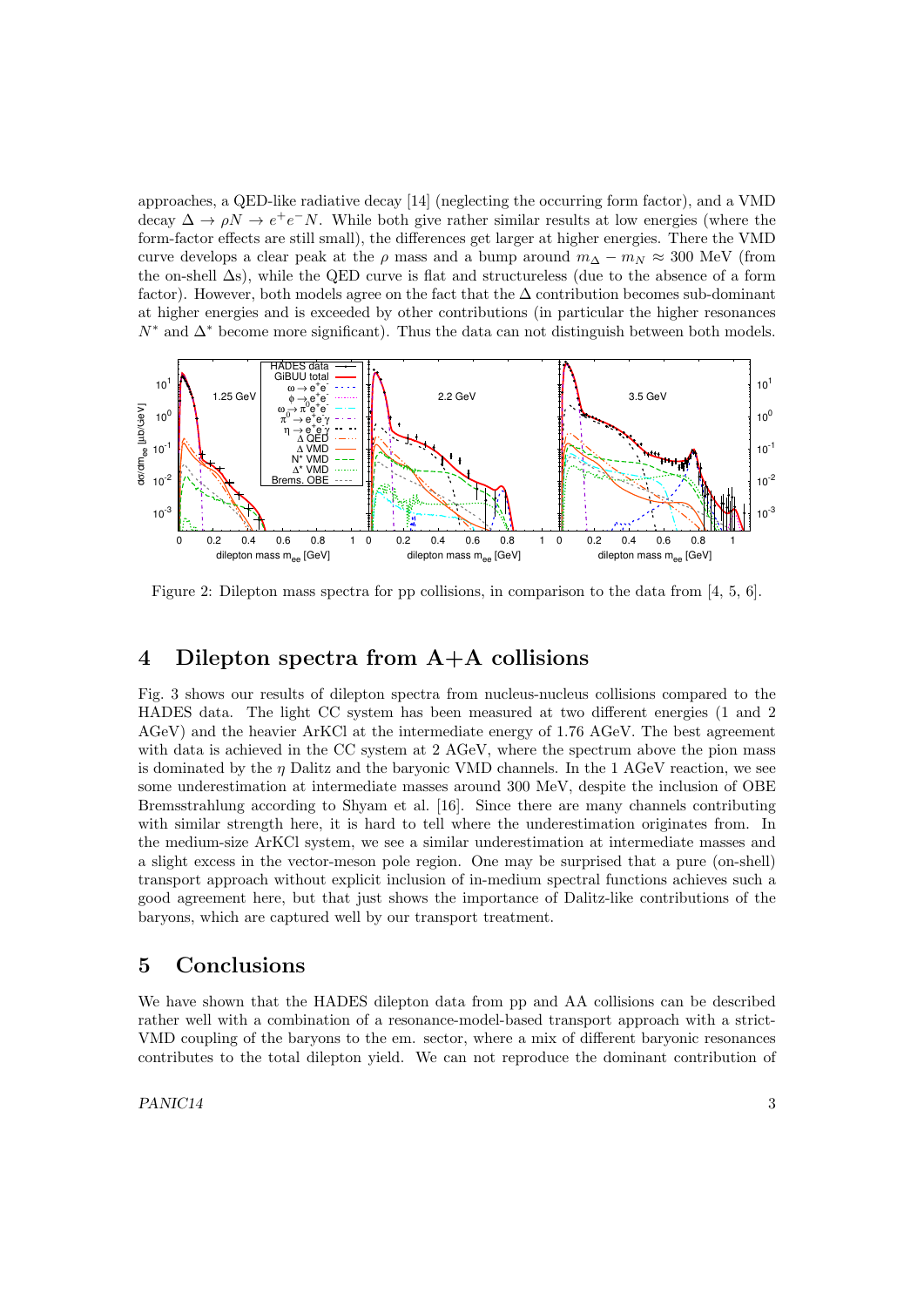approaches, a QED-like radiative decay [14] (neglecting the occurring form factor), and a VMD decay $\Delta \to \rho N \to e^+e^-N$. While both give rather similar results at low energies (where the form-factor effects are still small), the differences get larger at higher energies. There the VMD curve develops a clear peak at the $\rho$ mass and a bump around $m_\Delta - m_N \approx 300$ MeV (from the on-shell $\Delta$s), while the QED curve is flat and structureless (due to the absence of a form factor). However, both models agree on the fact that the $\Delta$ contribution becomes sub-dominant at higher energies and is exceeded by other contributions (in particular the higher resonances $N^*$ and $\Delta^*$ become more significant). Thus the data can not distinguish between both models.

Figure 2: Dilepton mass spectra for pp collisions, in comparison to the data from [4, 5, 6].

# 4 Dilepton spectra from A+A collisions

Fig. 3 shows our results of dilepton spectra from nucleus-nucleus collisions compared to the HADES data. The light CC system has been measured at two different energies (1 and 2 AGeV) and the heavier ArKCl at the intermediate energy of 1.76 AGeV. The best agreement with data is achieved in the CC system at 2 AGeV, where the spectrum above the pion mass is dominated by the $\eta$ Dalitz and the baryonic VMD channels. In the 1 AGeV reaction, we see some underestimation at intermediate masses around 300 MeV, despite the inclusion of OBE Bremsstrahlung according to Shyam et al. [16]. Since there are many channels contributing with similar strength here, it is hard to tell where the underestimation originates from. In the medium-size ArKCl system, we see a similar underestimation at intermediate masses and a slight excess in the vector-meson pole region. One may be surprised that a pure (on-shell) transport approach without explicit inclusion of in-medium spectral functions achieves such a good agreement here, but that just shows the importance of Dalitz-like contributions of the baryons, which are captured well by our transport treatment.

# 5 Conclusions

We have shown that the HADES dilepton data from pp and AA collisions can be described rather well with a combination of a resonance-model-based transport approach with a strict-VMD coupling of the baryons to the em. sector, where a mix of different baryonic resonances contributes to the total dilepton yield. We can not reproduce the dominant contribution of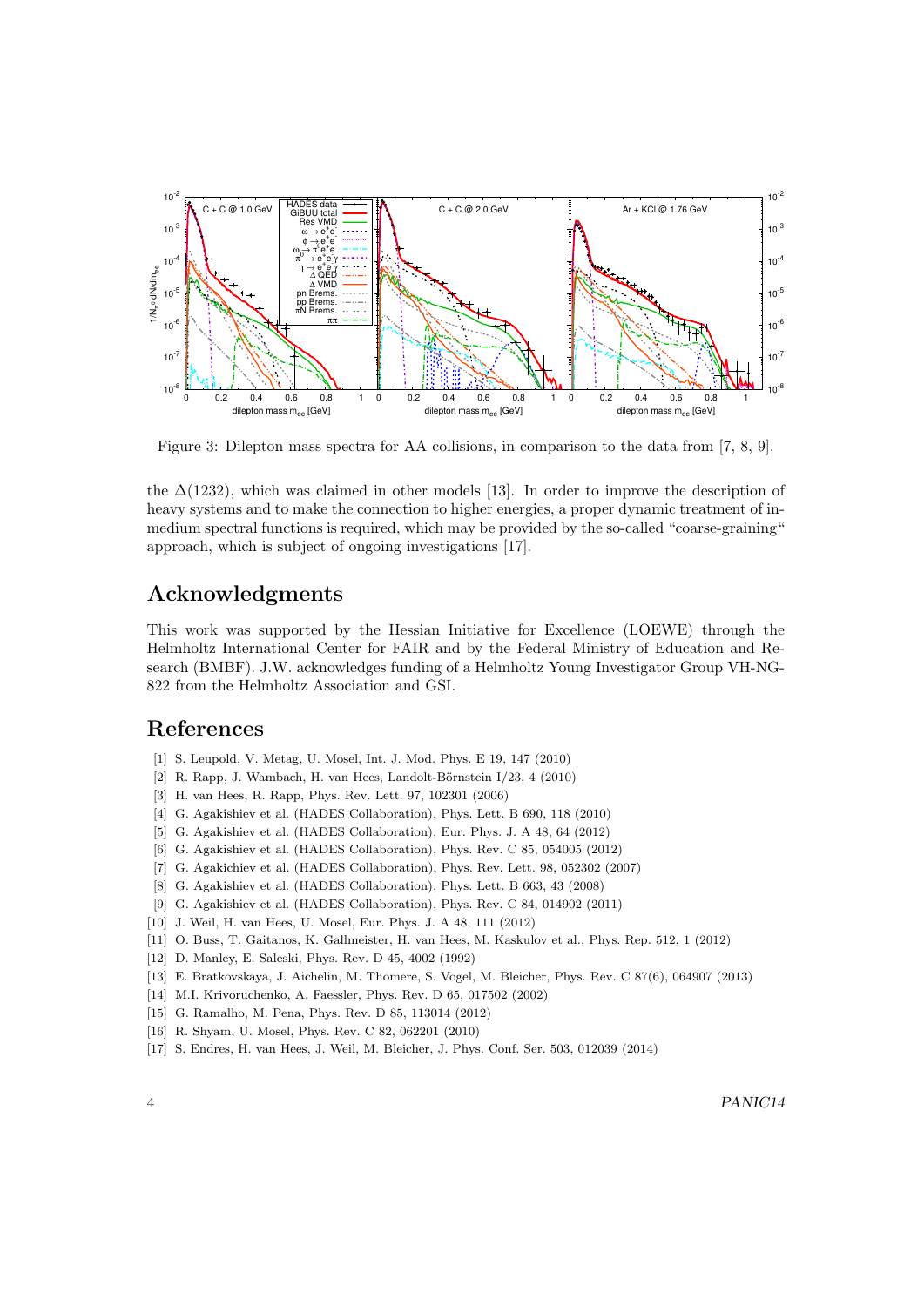10^-2 10^-3 10^-4 10^-5 10^-6 10^-7 10^-8

1/N$_{\pi^0}$ dN/dm$_{ee}$

C + C @ 1.0 GeV

C + C @ 2.0 GeV

Ar + KCl @ 1.76 GeV

HADES data
GiBUU total
Res VMD
$\omega \to e^+e^-$
$\phi \to e^+e^-$
$\omega \to \pi^0 e^+e^-$
$\pi^0 \to e^+e^-\gamma$
$\eta \to e^+e^-\gamma$
$\Delta$ QED
$\Delta$ VMD
pn Brems.
pp Brems.
$\pi$N Brems.
$\pi\pi$

0 0.2 0.4 0.6 0.8 1

dilepton mass m$_{ee}$ [GeV]

Figure 3: Dilepton mass spectra for AA collisions, in comparison to the data from [7, 8, 9].

the $\Delta(1232)$, which was claimed in other models [13]. In order to improve the description of heavy systems and to make the connection to higher energies, a proper dynamic treatment of in-medium spectral functions is required, which may be provided by the so-called "coarse-graining" approach, which is subject of ongoing investigations [17].

## Acknowledgments

This work was supported by the Hessian Initiative for Excellence (LOEWE) through the Helmholtz International Center for FAIR and by the Federal Ministry of Education and Research (BMBF). J.W. acknowledges funding of a Helmholtz Young Investigator Group VH-NG-822 from the Helmholtz Association and GSI.

## References

[1] S. Leupold, V. Metag, U. Mosel, Int. J. Mod. Phys. E 19, 147 (2010)

[2] R. Rapp, J. Wambach, H. van Hees, Landolt-Börnstein I/23, 4 (2010)

[3] H. van Hees, R. Rapp, Phys. Rev. Lett. 97, 102301 (2006)

[4] G. Agakishiev et al. (HADES Collaboration), Phys. Lett. B 690, 118 (2010)

[5] G. Agakishiev et al. (HADES Collaboration), Eur. Phys. J. A 48, 64 (2012)

[6] G. Agakishiev et al. (HADES Collaboration), Phys. Rev. C 85, 054005 (2012)

[7] G. Agakichiev et al. (HADES Collaboration), Phys. Rev. Lett. 98, 052302 (2007)

[8] G. Agakishiev et al. (HADES Collaboration), Phys. Lett. B 663, 43 (2008)

[9] G. Agakishiev et al. (HADES Collaboration), Phys. Rev. C 84, 014902 (2011)

[10] J. Weil, H. van Hees, U. Mosel, Eur. Phys. J. A 48, 111 (2012)

[11] O. Buss, T. Gaitanos, K. Gallmeister, H. van Hees, M. Kaskulov et al., Phys. Rep. 512, 1 (2012)

[12] D. Manley, E. Saleski, Phys. Rev. D 45, 4002 (1992)

[13] E. Bratkovskaya, J. Aichelin, M. Thomere, S. Vogel, M. Bleicher, Phys. Rev. C 87(6), 064907 (2013)

[14] M.I. Krivoruchenko, A. Faessler, Phys. Rev. D 65, 017502 (2002)

[15] G. Ramalho, M. Pena, Phys. Rev. D 85, 113014 (2012)

[16] R. Shyam, U. Mosel, Phys. Rev. C 82, 062201 (2010)

[17] S. Endres, H. van Hees, J. Weil, M. Bleicher, J. Phys. Conf. Ser. 503, 012039 (2014)